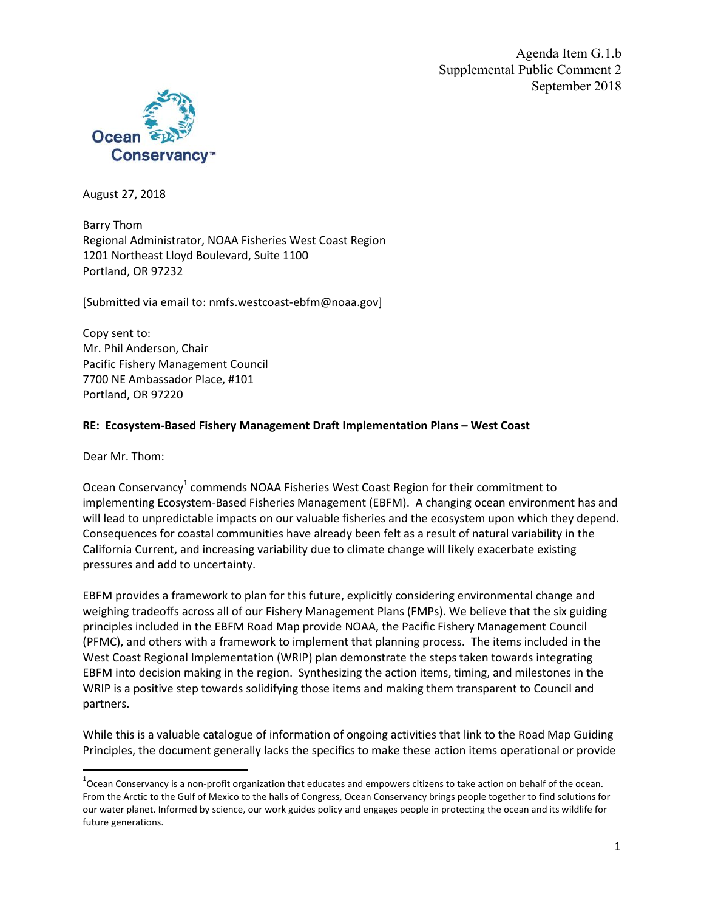Agenda Item G.1.b
Supplemental Public Comment 2
September 2018

Ocean Conservancy™

August 27, 2018

Barry Thom
Regional Administrator, NOAA Fisheries West Coast Region
1201 Northeast Lloyd Boulevard, Suite 1100
Portland, OR 97232

[Submitted via email to: nmfs.westcoast-ebfm@noaa.gov]

Copy sent to:
Mr. Phil Anderson, Chair
Pacific Fishery Management Council
7700 NE Ambassador Place, #101
Portland, OR 97220

**RE: Ecosystem-Based Fishery Management Draft Implementation Plans – West Coast**

Dear Mr. Thom:

Ocean Conservancy[1] commends NOAA Fisheries West Coast Region for their commitment to implementing Ecosystem-Based Fisheries Management (EBFM). A changing ocean environment has and will lead to unpredictable impacts on our valuable fisheries and the ecosystem upon which they depend. Consequences for coastal communities have already been felt as a result of natural variability in the California Current, and increasing variability due to climate change will likely exacerbate existing pressures and add to uncertainty.

EBFM provides a framework to plan for this future, explicitly considering environmental change and weighing tradeoffs across all of our Fishery Management Plans (FMPs). We believe that the six guiding principles included in the EBFM Road Map provide NOAA, the Pacific Fishery Management Council (PFMC), and others with a framework to implement that planning process. The items included in the West Coast Regional Implementation (WRIP) plan demonstrate the steps taken towards integrating EBFM into decision making in the region. Synthesizing the action items, timing, and milestones in the WRIP is a positive step towards solidifying those items and making them transparent to Council and partners.

While this is a valuable catalogue of information of ongoing activities that link to the Road Map Guiding Principles, the document generally lacks the specifics to make these action items operational or provide

[1] Ocean Conservancy is a non-profit organization that educates and empowers citizens to take action on behalf of the ocean. From the Arctic to the Gulf of Mexico to the halls of Congress, Ocean Conservancy brings people together to find solutions for our water planet. Informed by science, our work guides policy and engages people in protecting the ocean and its wildlife for future generations.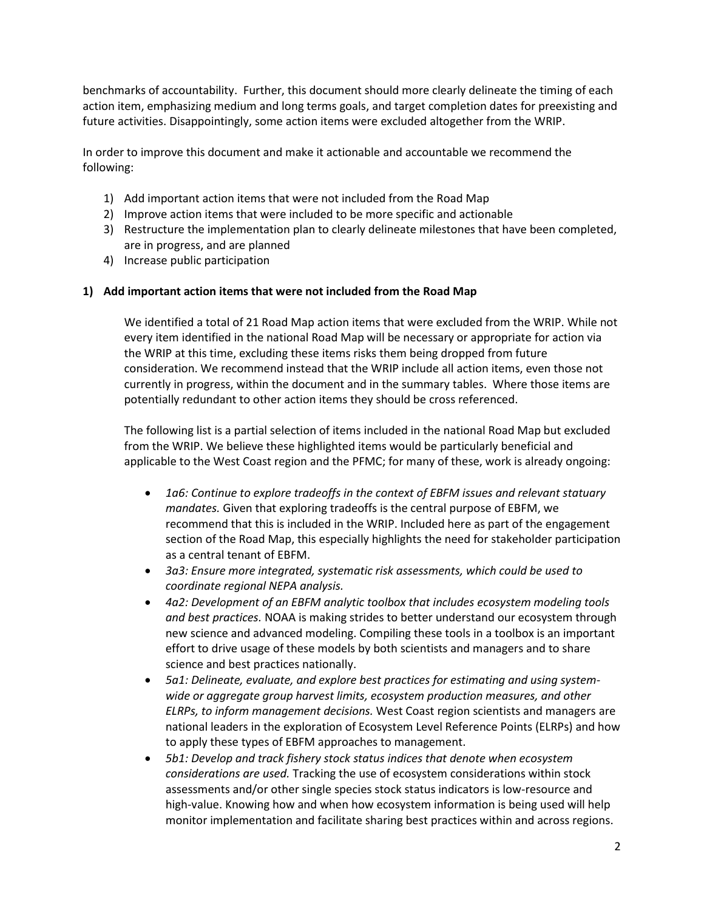benchmarks of accountability. Further, this document should more clearly delineate the timing of each action item, emphasizing medium and long terms goals, and target completion dates for preexisting and future activities. Disappointingly, some action items were excluded altogether from the WRIP.

In order to improve this document and make it actionable and accountable we recommend the following:

1) Add important action items that were not included from the Road Map
2) Improve action items that were included to be more specific and actionable
3) Restructure the implementation plan to clearly delineate milestones that have been completed, are in progress, and are planned
4) Increase public participation

**1) Add important action items that were not included from the Road Map**

We identified a total of 21 Road Map action items that were excluded from the WRIP. While not every item identified in the national Road Map will be necessary or appropriate for action via the WRIP at this time, excluding these items risks them being dropped from future consideration. We recommend instead that the WRIP include all action items, even those not currently in progress, within the document and in the summary tables. Where those items are potentially redundant to other action items they should be cross referenced.

The following list is a partial selection of items included in the national Road Map but excluded from the WRIP. We believe these highlighted items would be particularly beneficial and applicable to the West Coast region and the PFMC; for many of these, work is already ongoing:

- *1a6: Continue to explore tradeoffs in the context of EBFM issues and relevant statuary mandates.* Given that exploring tradeoffs is the central purpose of EBFM, we recommend that this is included in the WRIP. Included here as part of the engagement section of the Road Map, this especially highlights the need for stakeholder participation as a central tenant of EBFM.
- *3a3: Ensure more integrated, systematic risk assessments, which could be used to coordinate regional NEPA analysis.*
- *4a2: Development of an EBFM analytic toolbox that includes ecosystem modeling tools and best practices.* NOAA is making strides to better understand our ecosystem through new science and advanced modeling. Compiling these tools in a toolbox is an important effort to drive usage of these models by both scientists and managers and to share science and best practices nationally.
- *5a1: Delineate, evaluate, and explore best practices for estimating and using system-wide or aggregate group harvest limits, ecosystem production measures, and other ELRPs, to inform management decisions.* West Coast region scientists and managers are national leaders in the exploration of Ecosystem Level Reference Points (ELRPs) and how to apply these types of EBFM approaches to management.
- *5b1: Develop and track fishery stock status indices that denote when ecosystem considerations are used.* Tracking the use of ecosystem considerations within stock assessments and/or other single species stock status indicators is low-resource and high-value. Knowing how and when how ecosystem information is being used will help monitor implementation and facilitate sharing best practices within and across regions.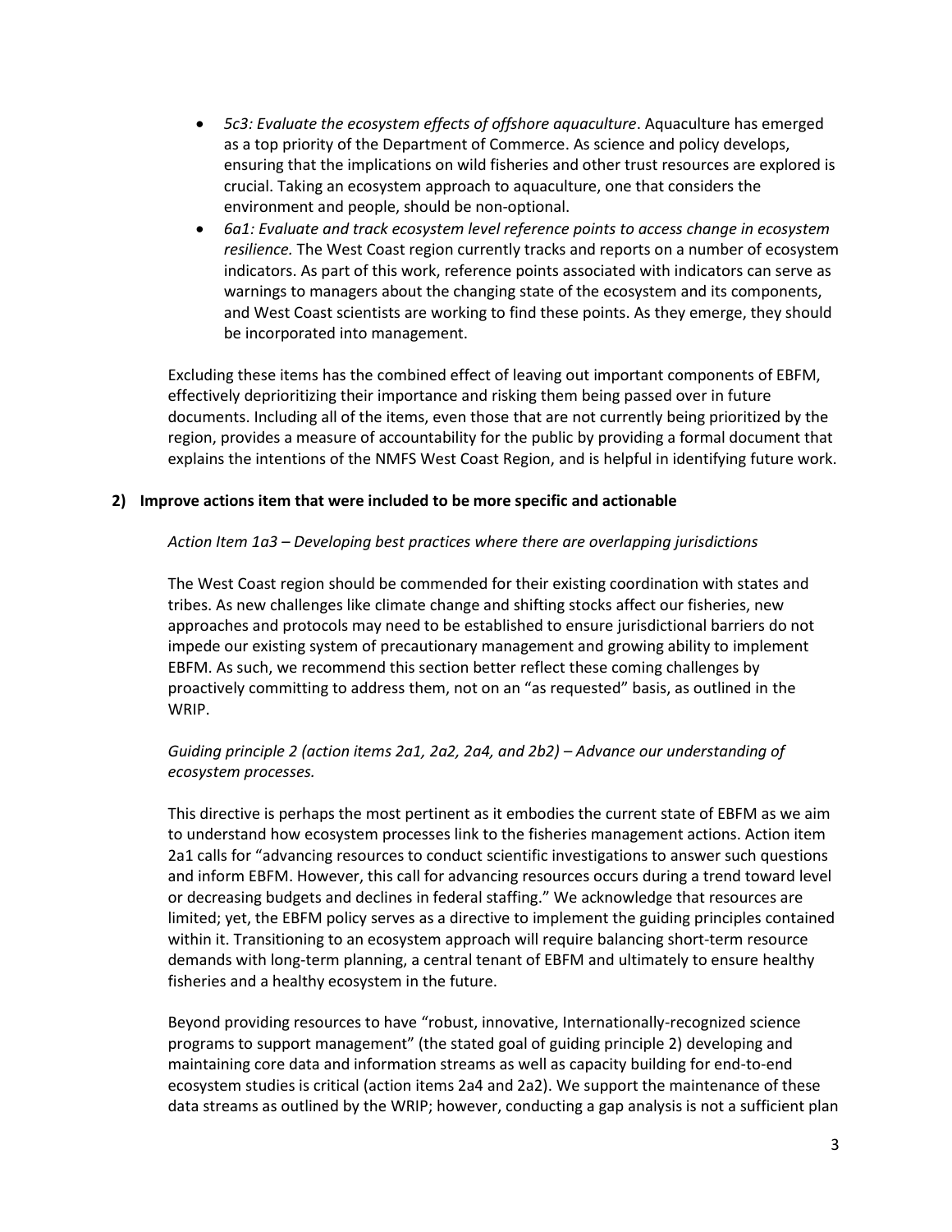- *5c3: Evaluate the ecosystem effects of offshore aquaculture*. Aquaculture has emerged as a top priority of the Department of Commerce. As science and policy develops, ensuring that the implications on wild fisheries and other trust resources are explored is crucial. Taking an ecosystem approach to aquaculture, one that considers the environment and people, should be non-optional.
- *6a1: Evaluate and track ecosystem level reference points to access change in ecosystem resilience.* The West Coast region currently tracks and reports on a number of ecosystem indicators. As part of this work, reference points associated with indicators can serve as warnings to managers about the changing state of the ecosystem and its components, and West Coast scientists are working to find these points. As they emerge, they should be incorporated into management.

Excluding these items has the combined effect of leaving out important components of EBFM, effectively deprioritizing their importance and risking them being passed over in future documents. Including all of the items, even those that are not currently being prioritized by the region, provides a measure of accountability for the public by providing a formal document that explains the intentions of the NMFS West Coast Region, and is helpful in identifying future work.

**2) Improve actions item that were included to be more specific and actionable**

*Action Item 1a3 – Developing best practices where there are overlapping jurisdictions*

The West Coast region should be commended for their existing coordination with states and tribes. As new challenges like climate change and shifting stocks affect our fisheries, new approaches and protocols may need to be established to ensure jurisdictional barriers do not impede our existing system of precautionary management and growing ability to implement EBFM. As such, we recommend this section better reflect these coming challenges by proactively committing to address them, not on an "as requested" basis, as outlined in the WRIP.

*Guiding principle 2 (action items 2a1, 2a2, 2a4, and 2b2) – Advance our understanding of ecosystem processes.*

This directive is perhaps the most pertinent as it embodies the current state of EBFM as we aim to understand how ecosystem processes link to the fisheries management actions. Action item 2a1 calls for "advancing resources to conduct scientific investigations to answer such questions and inform EBFM. However, this call for advancing resources occurs during a trend toward level or decreasing budgets and declines in federal staffing." We acknowledge that resources are limited; yet, the EBFM policy serves as a directive to implement the guiding principles contained within it. Transitioning to an ecosystem approach will require balancing short-term resource demands with long-term planning, a central tenant of EBFM and ultimately to ensure healthy fisheries and a healthy ecosystem in the future.

Beyond providing resources to have "robust, innovative, Internationally-recognized science programs to support management" (the stated goal of guiding principle 2) developing and maintaining core data and information streams as well as capacity building for end-to-end ecosystem studies is critical (action items 2a4 and 2a2). We support the maintenance of these data streams as outlined by the WRIP; however, conducting a gap analysis is not a sufficient plan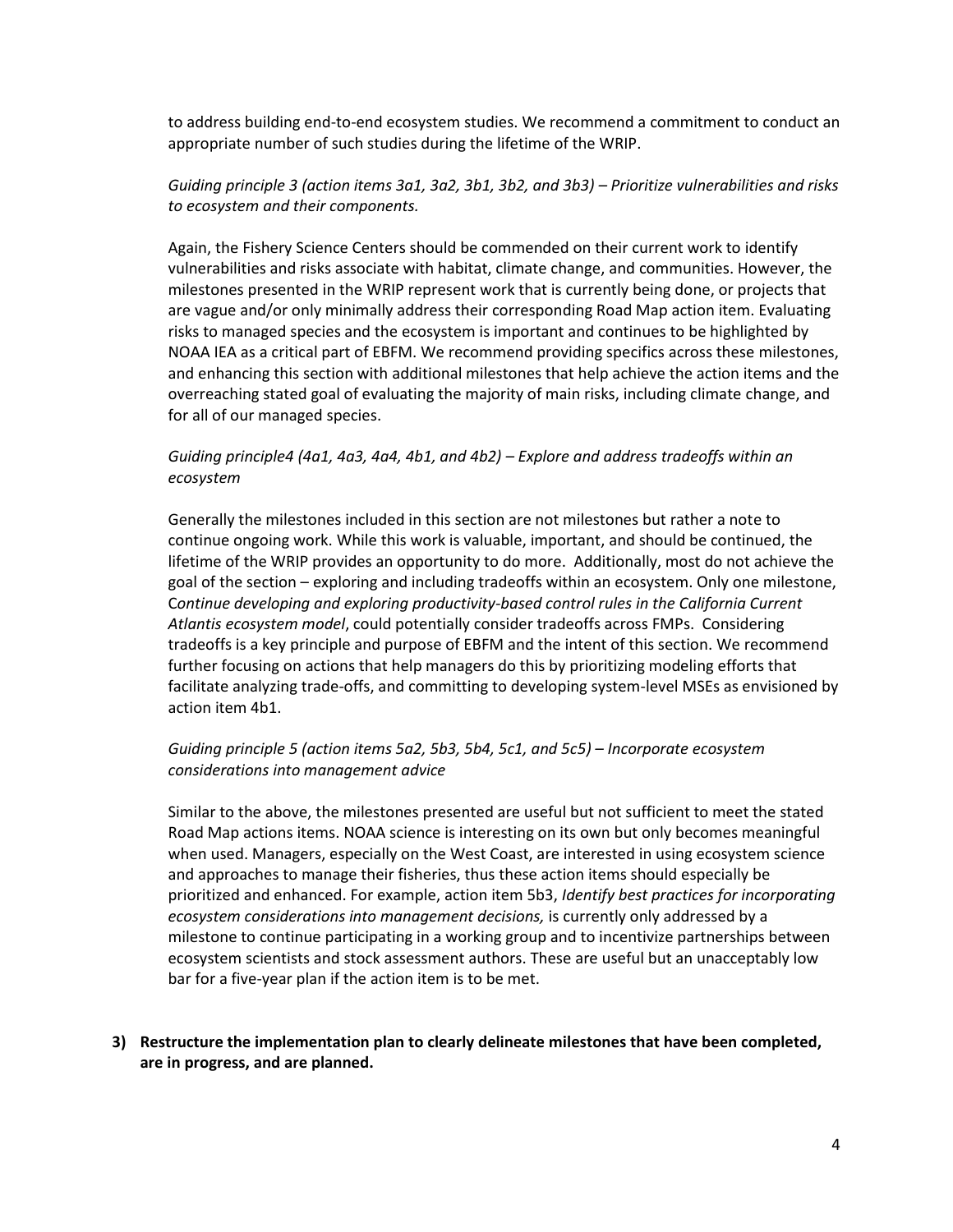to address building end-to-end ecosystem studies. We recommend a commitment to conduct an appropriate number of such studies during the lifetime of the WRIP.

*Guiding principle 3 (action items 3a1, 3a2, 3b1, 3b2, and 3b3) – Prioritize vulnerabilities and risks to ecosystem and their components.*

Again, the Fishery Science Centers should be commended on their current work to identify vulnerabilities and risks associate with habitat, climate change, and communities. However, the milestones presented in the WRIP represent work that is currently being done, or projects that are vague and/or only minimally address their corresponding Road Map action item. Evaluating risks to managed species and the ecosystem is important and continues to be highlighted by NOAA IEA as a critical part of EBFM. We recommend providing specifics across these milestones, and enhancing this section with additional milestones that help achieve the action items and the overreaching stated goal of evaluating the majority of main risks, including climate change, and for all of our managed species.

*Guiding principle4 (4a1, 4a3, 4a4, 4b1, and 4b2) – Explore and address tradeoffs within an ecosystem*

Generally the milestones included in this section are not milestones but rather a note to continue ongoing work. While this work is valuable, important, and should be continued, the lifetime of the WRIP provides an opportunity to do more. Additionally, most do not achieve the goal of the section – exploring and including tradeoffs within an ecosystem. Only one milestone, C*ontinue developing and exploring productivity-based control rules in the California Current Atlantis ecosystem model*, could potentially consider tradeoffs across FMPs. Considering tradeoffs is a key principle and purpose of EBFM and the intent of this section. We recommend further focusing on actions that help managers do this by prioritizing modeling efforts that facilitate analyzing trade-offs, and committing to developing system-level MSEs as envisioned by action item 4b1.

*Guiding principle 5 (action items 5a2, 5b3, 5b4, 5c1, and 5c5) – Incorporate ecosystem considerations into management advice*

Similar to the above, the milestones presented are useful but not sufficient to meet the stated Road Map actions items. NOAA science is interesting on its own but only becomes meaningful when used. Managers, especially on the West Coast, are interested in using ecosystem science and approaches to manage their fisheries, thus these action items should especially be prioritized and enhanced. For example, action item 5b3, *Identify best practices for incorporating ecosystem considerations into management decisions,* is currently only addressed by a milestone to continue participating in a working group and to incentivize partnerships between ecosystem scientists and stock assessment authors. These are useful but an unacceptably low bar for a five-year plan if the action item is to be met.

**3) Restructure the implementation plan to clearly delineate milestones that have been completed, are in progress, and are planned.**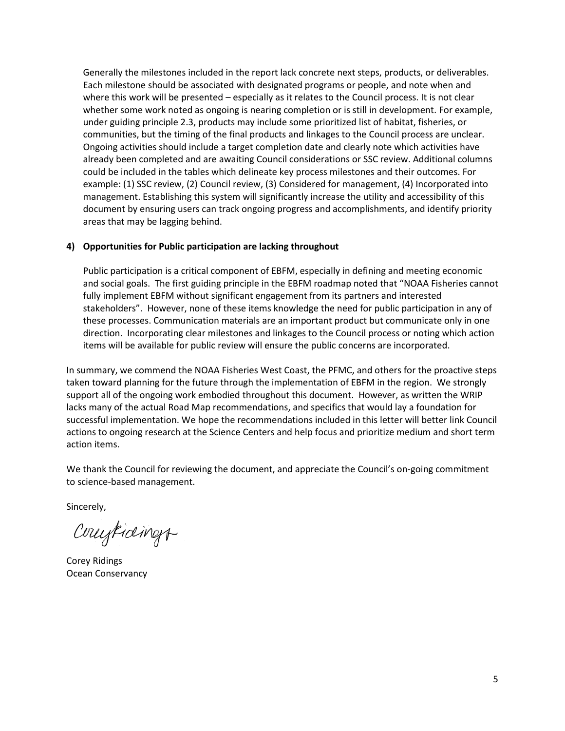Generally the milestones included in the report lack concrete next steps, products, or deliverables. Each milestone should be associated with designated programs or people, and note when and where this work will be presented – especially as it relates to the Council process. It is not clear whether some work noted as ongoing is nearing completion or is still in development. For example, under guiding principle 2.3, products may include some prioritized list of habitat, fisheries, or communities, but the timing of the final products and linkages to the Council process are unclear. Ongoing activities should include a target completion date and clearly note which activities have already been completed and are awaiting Council considerations or SSC review. Additional columns could be included in the tables which delineate key process milestones and their outcomes. For example: (1) SSC review, (2) Council review, (3) Considered for management, (4) Incorporated into management. Establishing this system will significantly increase the utility and accessibility of this document by ensuring users can track ongoing progress and accomplishments, and identify priority areas that may be lagging behind.

**4) Opportunities for Public participation are lacking throughout**

Public participation is a critical component of EBFM, especially in defining and meeting economic and social goals. The first guiding principle in the EBFM roadmap noted that "NOAA Fisheries cannot fully implement EBFM without significant engagement from its partners and interested stakeholders". However, none of these items knowledge the need for public participation in any of these processes. Communication materials are an important product but communicate only in one direction. Incorporating clear milestones and linkages to the Council process or noting which action items will be available for public review will ensure the public concerns are incorporated.

In summary, we commend the NOAA Fisheries West Coast, the PFMC, and others for the proactive steps taken toward planning for the future through the implementation of EBFM in the region. We strongly support all of the ongoing work embodied throughout this document. However, as written the WRIP lacks many of the actual Road Map recommendations, and specifics that would lay a foundation for successful implementation. We hope the recommendations included in this letter will better link Council actions to ongoing research at the Science Centers and help focus and prioritize medium and short term action items.

We thank the Council for reviewing the document, and appreciate the Council's on-going commitment to science-based management.

Sincerely,

Corey Ridings

Corey Ridings
Ocean Conservancy